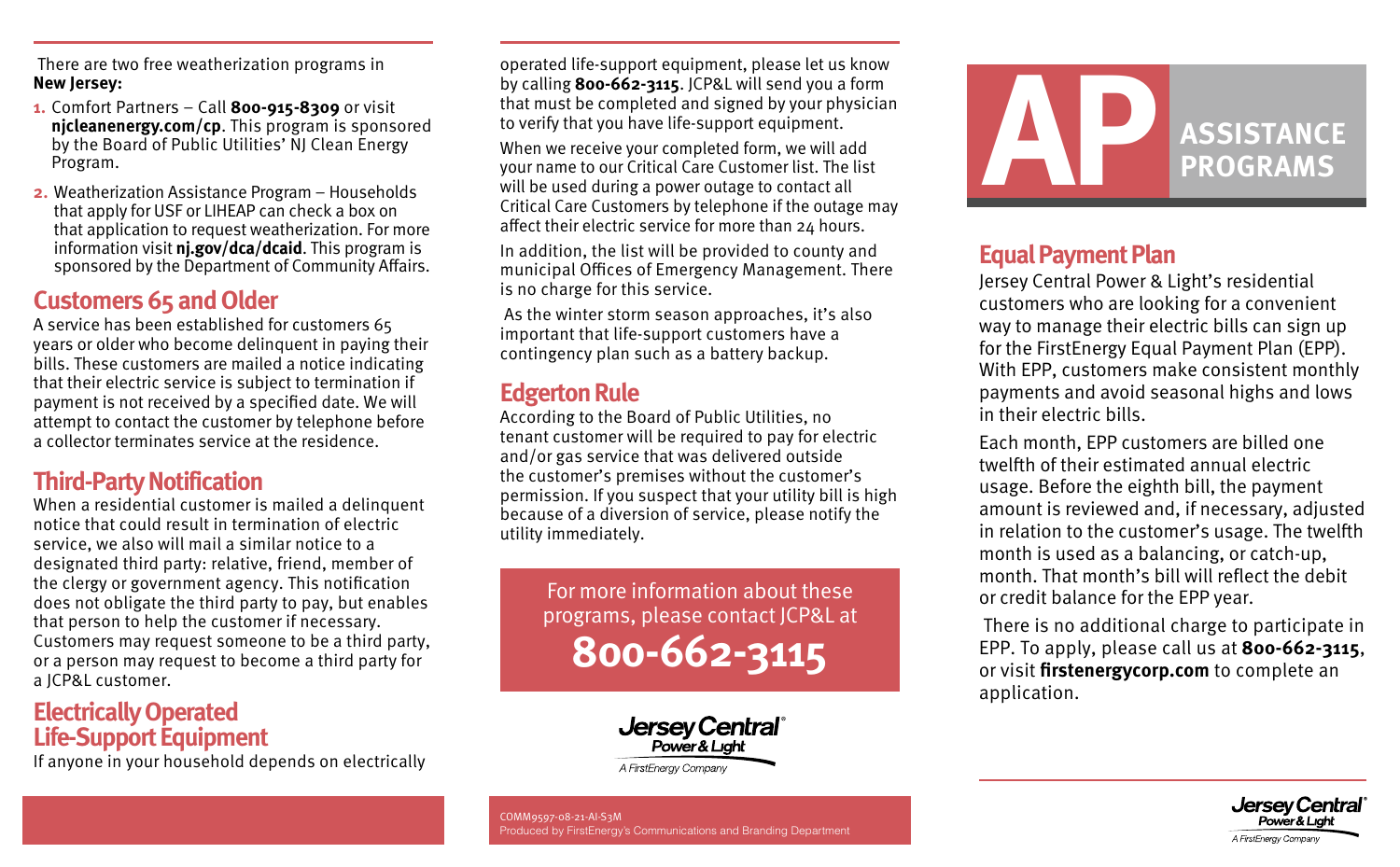There are two free weatherization programs in **New Jersey:**

1. Comfort Partners – Call **800-915-8309** or visit **njcleanenergy.com/cp**. This program is sponsored by the Board of Public Utilities' NJ Clean Energy Program.
2. Weatherization Assistance Program – Households that apply for USF or LIHEAP can check a box on that application to request weatherization. For more information visit **nj.gov/dca/dcaid**. This program is sponsored by the Department of Community Affairs.

## Customers 65 and Older

A service has been established for customers 65 years or older who become delinquent in paying their bills. These customers are mailed a notice indicating that their electric service is subject to termination if payment is not received by a specified date. We will attempt to contact the customer by telephone before a collector terminates service at the residence.

## Third-Party Notification

When a residential customer is mailed a delinquent notice that could result in termination of electric service, we also will mail a similar notice to a designated third party: relative, friend, member of the clergy or government agency. This notification does not obligate the third party to pay, but enables that person to help the customer if necessary. Customers may request someone to be a third party, or a person may request to become a third party for a JCP&L customer.

## Electrically Operated Life-Support Equipment

If anyone in your household depends on electrically operated life-support equipment, please let us know by calling **800-662-3115**. JCP&L will send you a form that must be completed and signed by your physician to verify that you have life-support equipment.

When we receive your completed form, we will add your name to our Critical Care Customer list. The list will be used during a power outage to contact all Critical Care Customers by telephone if the outage may affect their electric service for more than 24 hours.

In addition, the list will be provided to county and municipal Offices of Emergency Management. There is no charge for this service.

As the winter storm season approaches, it's also important that life-support customers have a contingency plan such as a battery backup.

## Edgerton Rule

According to the Board of Public Utilities, no tenant customer will be required to pay for electric and/or gas service that was delivered outside the customer's premises without the customer's permission. If you suspect that your utility bill is high because of a diversion of service, please notify the utility immediately.

For more information about these programs, please contact JCP&L at

**800-662-3115**

Jersey Central Power & Light
A FirstEnergy Company

COMM9597-08-21-AI-S3M
Produced by FirstEnergy's Communications and Branding Department

# AP ASSISTANCE PROGRAMS

## Equal Payment Plan

Jersey Central Power & Light's residential customers who are looking for a convenient way to manage their electric bills can sign up for the FirstEnergy Equal Payment Plan (EPP). With EPP, customers make consistent monthly payments and avoid seasonal highs and lows in their electric bills.

Each month, EPP customers are billed one twelfth of their estimated annual electric usage. Before the eighth bill, the payment amount is reviewed and, if necessary, adjusted in relation to the customer's usage. The twelfth month is used as a balancing, or catch-up, month. That month's bill will reflect the debit or credit balance for the EPP year.

There is no additional charge to participate in EPP. To apply, please call us at **800-662-3115**, or visit **firstenergycorp.com** to complete an application.

Jersey Central Power & Light
A FirstEnergy Company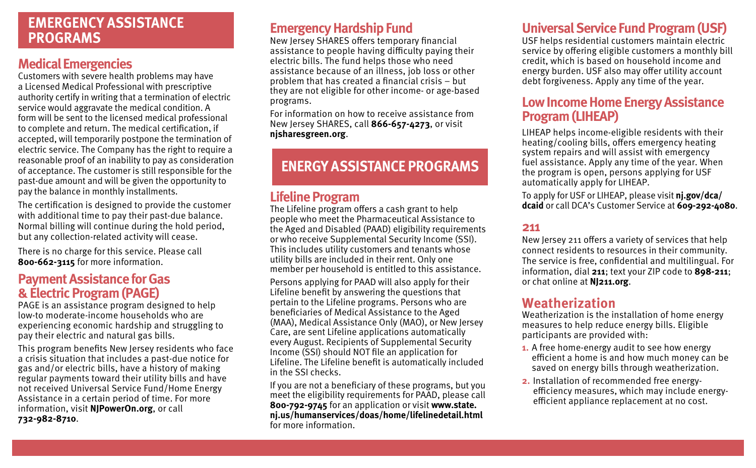# EMERGENCY ASSISTANCE PROGRAMS

## Medical Emergencies

Customers with severe health problems may have a Licensed Medical Professional with prescriptive authority certify in writing that a termination of electric service would aggravate the medical condition. A form will be sent to the licensed medical professional to complete and return. The medical certification, if accepted, will temporarily postpone the termination of electric service. The Company has the right to require a reasonable proof of an inability to pay as consideration of acceptance. The customer is still responsible for the past-due amount and will be given the opportunity to pay the balance in monthly installments.

The certification is designed to provide the customer with additional time to pay their past-due balance. Normal billing will continue during the hold period, but any collection-related activity will cease.

There is no charge for this service. Please call **800-662-3115** for more information.

## Payment Assistance for Gas & Electric Program (PAGE)

PAGE is an assistance program designed to help low-to moderate-income households who are experiencing economic hardship and struggling to pay their electric and natural gas bills.

This program benefits New Jersey residents who face a crisis situation that includes a past-due notice for gas and/or electric bills, have a history of making regular payments toward their utility bills and have not received Universal Service Fund/Home Energy Assistance in a certain period of time. For more information, visit **NJPowerOn.org**, or call **732-982-8710**.

## Emergency Hardship Fund

New Jersey SHARES offers temporary financial assistance to people having difficulty paying their electric bills. The fund helps those who need assistance because of an illness, job loss or other problem that has created a financial crisis – but they are not eligible for other income- or age-based programs.

For information on how to receive assistance from New Jersey SHARES, call **866-657-4273**, or visit **njsharesgreen.org**.

# ENERGY ASSISTANCE PROGRAMS

## Lifeline Program

The Lifeline program offers a cash grant to help people who meet the Pharmaceutical Assistance to the Aged and Disabled (PAAD) eligibility requirements or who receive Supplemental Security Income (SSI). This includes utility customers and tenants whose utility bills are included in their rent. Only one member per household is entitled to this assistance.

Persons applying for PAAD will also apply for their Lifeline benefit by answering the questions that pertain to the Lifeline programs. Persons who are beneficiaries of Medical Assistance to the Aged (MAA), Medical Assistance Only (MAO), or New Jersey Care, are sent Lifeline applications automatically every August. Recipients of Supplemental Security Income (SSI) should NOT file an application for Lifeline. The Lifeline benefit is automatically included in the SSI checks.

If you are not a beneficiary of these programs, but you meet the eligibility requirements for PAAD, please call **800-792-9745** for an application or visit **www.state.nj.us/humanservices/doas/home/lifelinedetail.html** for more information.

## Universal Service Fund Program (USF)

USF helps residential customers maintain electric service by offering eligible customers a monthly bill credit, which is based on household income and energy burden. USF also may offer utility account debt forgiveness. Apply any time of the year.

## Low Income Home Energy Assistance Program (LIHEAP)

LIHEAP helps income-eligible residents with their heating/cooling bills, offers emergency heating system repairs and will assist with emergency fuel assistance. Apply any time of the year. When the program is open, persons applying for USF automatically apply for LIHEAP.

To apply for USF or LIHEAP, please visit **nj.gov/dca/dcaid** or call DCA's Customer Service at **609-292-4080**.

### 211

New Jersey 211 offers a variety of services that help connect residents to resources in their community. The service is free, confidential and multilingual. For information, dial **211**; text your ZIP code to **898-211**; or chat online at **NJ211.org**.

## Weatherization

Weatherization is the installation of home energy measures to help reduce energy bills. Eligible participants are provided with:

1. A free home-energy audit to see how energy efficient a home is and how much money can be saved on energy bills through weatherization.
2. Installation of recommended free energy-efficiency measures, which may include energy-efficient appliance replacement at no cost.